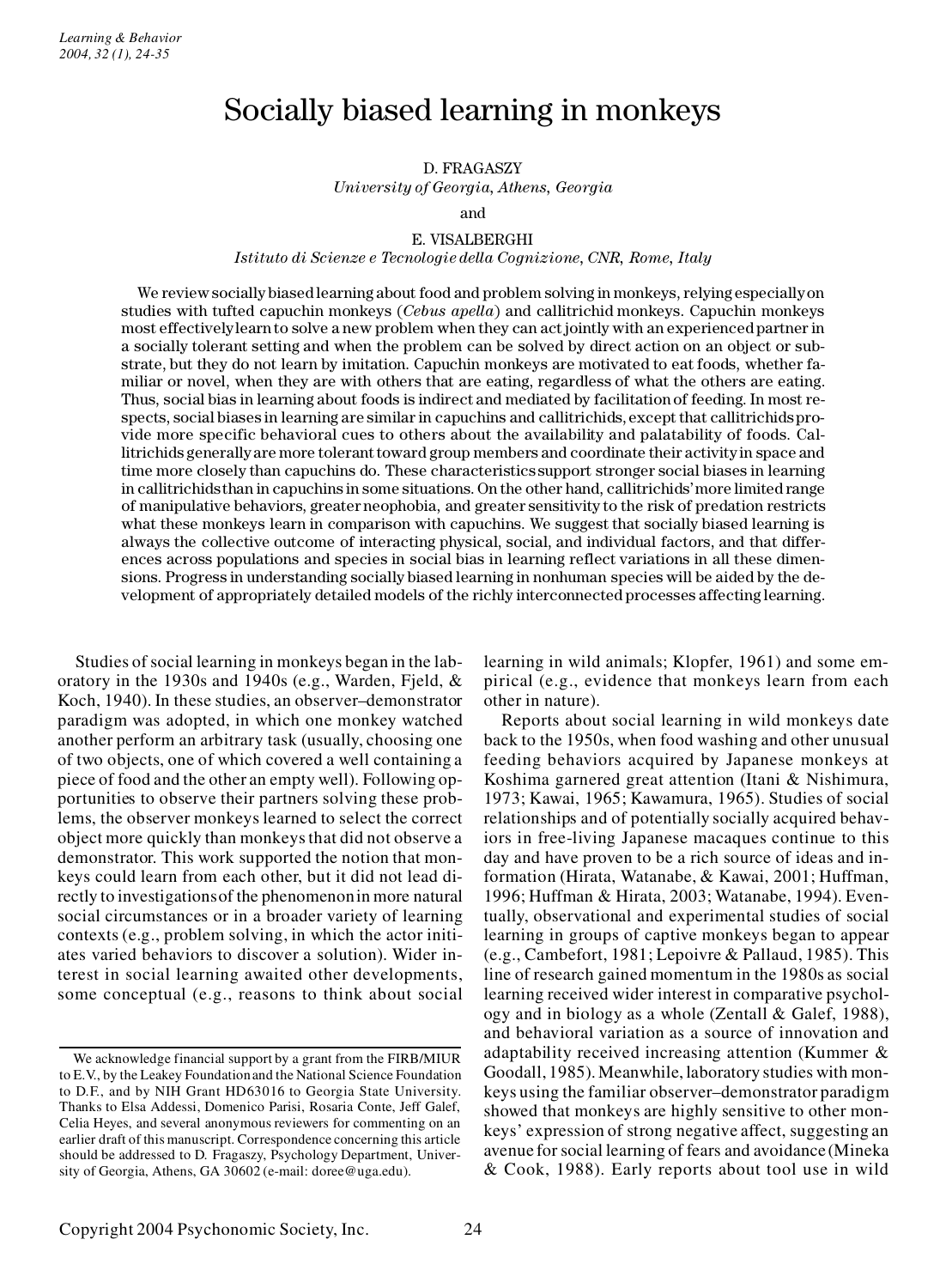# Socially biased learning in monkeys

D. FRAGASZY  
*University of Georgia, Athens, Georgia*

and

E. VISALBERGHI  
*Istituto di Scienze e Tecnologie della Cognizione, CNR, Rome, Italy*

We review socially biased learning about food and problem solving in monkeys, relying especially on studies with tufted capuchin monkeys (*Cebus apella*) and callitrichid monkeys. Capuchin monkeys most effectively learn to solve a new problem when they can act jointly with an experienced partner in a socially tolerant setting and when the problem can be solved by direct action on an object or substrate, but they do not learn by imitation. Capuchin monkeys are motivated to eat foods, whether familiar or novel, when they are with others that are eating, regardless of what the others are eating. Thus, social bias in learning about foods is indirect and mediated by facilitation of feeding. In most respects, social biases in learning are similar in capuchins and callitrichids, except that callitrichids provide more specific behavioral cues to others about the availability and palatability of foods. Callitrichids generally are more tolerant toward group members and coordinate their activity in space and time more closely than capuchins do. These characteristics support stronger social biases in learning in callitrichids than in capuchins in some situations. On the other hand, callitrichids' more limited range of manipulative behaviors, greater neophobia, and greater sensitivity to the risk of predation restricts what these monkeys learn in comparison with capuchins. We suggest that socially biased learning is always the collective outcome of interacting physical, social, and individual factors, and that differences across populations and species in social bias in learning reflect variations in all these dimensions. Progress in understanding socially biased learning in nonhuman species will be aided by the development of appropriately detailed models of the richly interconnected processes affecting learning.

Studies of social learning in monkeys began in the laboratory in the 1930s and 1940s (e.g., Warden, Fjeld, & Koch, 1940). In these studies, an observer–demonstrator paradigm was adopted, in which one monkey watched another perform an arbitrary task (usually, choosing one of two objects, one of which covered a well containing a piece of food and the other an empty well). Following opportunities to observe their partners solving these problems, the observer monkeys learned to select the correct object more quickly than monkeys that did not observe a demonstrator. This work supported the notion that monkeys could learn from each other, but it did not lead directly to investigations of the phenomenon in more natural social circumstances or in a broader variety of learning contexts (e.g., problem solving, in which the actor initiates varied behaviors to discover a solution). Wider interest in social learning awaited other developments, some conceptual (e.g., reasons to think about social learning in wild animals; Klopfer, 1961) and some empirical (e.g., evidence that monkeys learn from each other in nature).

Reports about social learning in wild monkeys date back to the 1950s, when food washing and other unusual feeding behaviors acquired by Japanese monkeys at Koshima garnered great attention (Itani & Nishimura, 1973; Kawai, 1965; Kawamura, 1965). Studies of social relationships and of potentially socially acquired behaviors in free-living Japanese macaques continue to this day and have proven to be a rich source of ideas and information (Hirata, Watanabe, & Kawai, 2001; Huffman, 1996; Huffman & Hirata, 2003; Watanabe, 1994). Eventually, observational and experimental studies of social learning in groups of captive monkeys began to appear (e.g., Cambefort, 1981; Lepoivre & Pallaud, 1985). This line of research gained momentum in the 1980s as social learning received wider interest in comparative psychology and in biology as a whole (Zentall & Galef, 1988), and behavioral variation as a source of innovation and adaptability received increasing attention (Kummer & Goodall, 1985). Meanwhile, laboratory studies with monkeys using the familiar observer–demonstrator paradigm showed that monkeys are highly sensitive to other monkeys' expression of strong negative affect, suggesting an avenue for social learning of fears and avoidance (Mineka & Cook, 1988). Early reports about tool use in wild

---

We acknowledge financial support by a grant from the FIRB/MIUR to E.V., by the Leakey Foundation and the National Science Foundation to D.F., and by NIH Grant HD63016 to Georgia State University. Thanks to Elsa Addessi, Domenico Parisi, Rosaria Conte, Jeff Galef, Celia Heyes, and several anonymous reviewers for commenting on an earlier draft of this manuscript. Correspondence concerning this article should be addressed to D. Fragaszy, Psychology Department, University of Georgia, Athens, GA 30602 (e-mail: doree@uga.edu).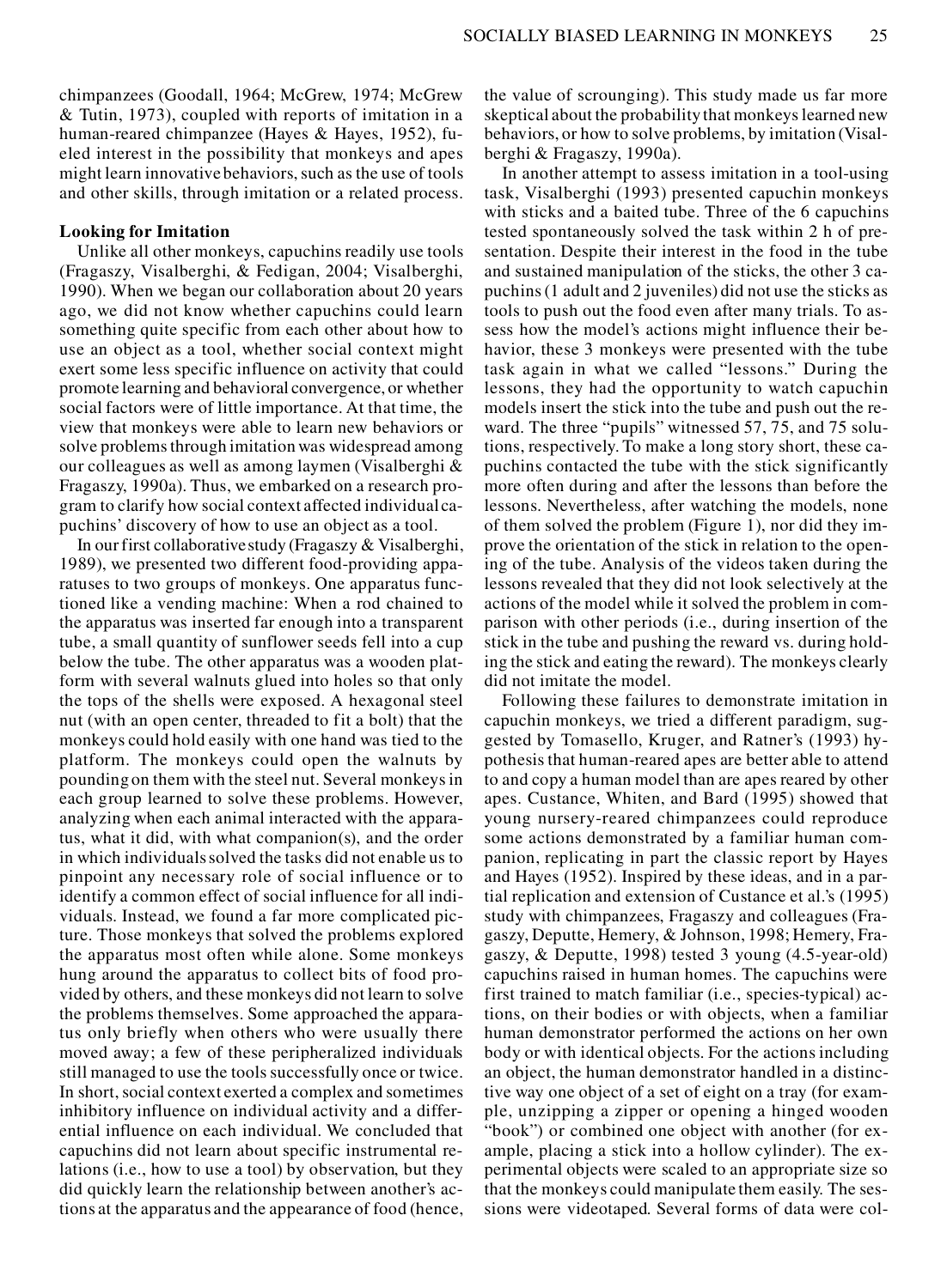chimpanzees (Goodall, 1964; McGrew, 1974; McGrew & Tutin, 1973), coupled with reports of imitation in a human-reared chimpanzee (Hayes & Hayes, 1952), fueled interest in the possibility that monkeys and apes might learn innovative behaviors, such as the use of tools and other skills, through imitation or a related process.

**Looking for Imitation**

Unlike all other monkeys, capuchins readily use tools (Fragaszy, Visalberghi, & Fedigan, 2004; Visalberghi, 1990). When we began our collaboration about 20 years ago, we did not know whether capuchins could learn something quite specific from each other about how to use an object as a tool, whether social context might exert some less specific influence on activity that could promote learning and behavioral convergence, or whether social factors were of little importance. At that time, the view that monkeys were able to learn new behaviors or solve problems through imitation was widespread among our colleagues as well as among laymen (Visalberghi & Fragaszy, 1990a). Thus, we embarked on a research program to clarify how social context affected individual capuchins' discovery of how to use an object as a tool.

In our first collaborative study (Fragaszy & Visalberghi, 1989), we presented two different food-providing apparatuses to two groups of monkeys. One apparatus functioned like a vending machine: When a rod chained to the apparatus was inserted far enough into a transparent tube, a small quantity of sunflower seeds fell into a cup below the tube. The other apparatus was a wooden platform with several walnuts glued into holes so that only the tops of the shells were exposed. A hexagonal steel nut (with an open center, threaded to fit a bolt) that the monkeys could hold easily with one hand was tied to the platform. The monkeys could open the walnuts by pounding on them with the steel nut. Several monkeys in each group learned to solve these problems. However, analyzing when each animal interacted with the apparatus, what it did, with what companion(s), and the order in which individuals solved the tasks did not enable us to pinpoint any necessary role of social influence or to identify a common effect of social influence for all individuals. Instead, we found a far more complicated picture. Those monkeys that solved the problems explored the apparatus most often while alone. Some monkeys hung around the apparatus to collect bits of food provided by others, and these monkeys did not learn to solve the problems themselves. Some approached the apparatus only briefly when others who were usually there moved away; a few of these peripheralized individuals still managed to use the tools successfully once or twice. In short, social context exerted a complex and sometimes inhibitory influence on individual activity and a differential influence on each individual. We concluded that capuchins did not learn about specific instrumental relations (i.e., how to use a tool) by observation, but they did quickly learn the relationship between another's actions at the apparatus and the appearance of food (hence, the value of scrounging). This study made us far more skeptical about the probability that monkeys learned new behaviors, or how to solve problems, by imitation (Visalberghi & Fragaszy, 1990a).

In another attempt to assess imitation in a tool-using task, Visalberghi (1993) presented capuchin monkeys with sticks and a baited tube. Three of the 6 capuchins tested spontaneously solved the task within 2 h of presentation. Despite their interest in the food in the tube and sustained manipulation of the sticks, the other 3 capuchins (1 adult and 2 juveniles) did not use the sticks as tools to push out the food even after many trials. To assess how the model's actions might influence their behavior, these 3 monkeys were presented with the tube task again in what we called "lessons." During the lessons, they had the opportunity to watch capuchin models insert the stick into the tube and push out the reward. The three "pupils" witnessed 57, 75, and 75 solutions, respectively. To make a long story short, these capuchins contacted the tube with the stick significantly more often during and after the lessons than before the lessons. Nevertheless, after watching the models, none of them solved the problem (Figure 1), nor did they improve the orientation of the stick in relation to the opening of the tube. Analysis of the videos taken during the lessons revealed that they did not look selectively at the actions of the model while it solved the problem in comparison with other periods (i.e., during insertion of the stick in the tube and pushing the reward vs. during holding the stick and eating the reward). The monkeys clearly did not imitate the model.

Following these failures to demonstrate imitation in capuchin monkeys, we tried a different paradigm, suggested by Tomasello, Kruger, and Ratner's (1993) hypothesis that human-reared apes are better able to attend to and copy a human model than are apes reared by other apes. Custance, Whiten, and Bard (1995) showed that young nursery-reared chimpanzees could reproduce some actions demonstrated by a familiar human companion, replicating in part the classic report by Hayes and Hayes (1952). Inspired by these ideas, and in a partial replication and extension of Custance et al.'s (1995) study with chimpanzees, Fragaszy and colleagues (Fragaszy, Deputte, Hemery, & Johnson, 1998; Hemery, Fragaszy, & Deputte, 1998) tested 3 young (4.5-year-old) capuchins raised in human homes. The capuchins were first trained to match familiar (i.e., species-typical) actions, on their bodies or with objects, when a familiar human demonstrator performed the actions on her own body or with identical objects. For the actions including an object, the human demonstrator handled in a distinctive way one object of a set of eight on a tray (for example, unzipping a zipper or opening a hinged wooden "book") or combined one object with another (for example, placing a stick into a hollow cylinder). The experimental objects were scaled to an appropriate size so that the monkeys could manipulate them easily. The sessions were videotaped. Several forms of data were col-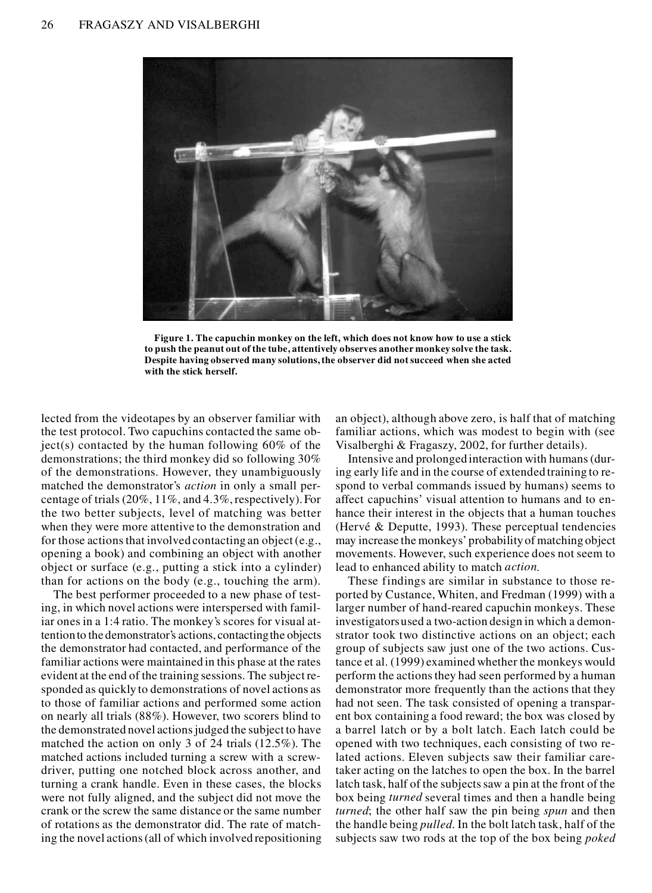**Figure 1. The capuchin monkey on the left, which does not know how to use a stick to push the peanut out of the tube, attentively observes another monkey solve the task. Despite having observed many solutions, the observer did not succeed when she acted with the stick herself.**

lected from the videotapes by an observer familiar with the test protocol. Two capuchins contacted the same object(s) contacted by the human following 60% of the demonstrations; the third monkey did so following 30% of the demonstrations. However, they unambiguously matched the demonstrator's *action* in only a small percentage of trials (20%, 11%, and 4.3%, respectively). For the two better subjects, level of matching was better when they were more attentive to the demonstration and for those actions that involved contacting an object (e.g., opening a book) and combining an object with another object or surface (e.g., putting a stick into a cylinder) than for actions on the body (e.g., touching the arm).

The best performer proceeded to a new phase of testing, in which novel actions were interspersed with familiar ones in a 1:4 ratio. The monkey's scores for visual attention to the demonstrator's actions, contacting the objects the demonstrator had contacted, and performance of the familiar actions were maintained in this phase at the rates evident at the end of the training sessions. The subject responded as quickly to demonstrations of novel actions as to those of familiar actions and performed some action on nearly all trials (88%). However, two scorers blind to the demonstrated novel actions judged the subject to have matched the action on only 3 of 24 trials (12.5%). The matched actions included turning a screw with a screwdriver, putting one notched block across another, and turning a crank handle. Even in these cases, the blocks were not fully aligned, and the subject did not move the crank or the screw the same distance or the same number of rotations as the demonstrator did. The rate of matching the novel actions (all of which involved repositioning an object), although above zero, is half that of matching familiar actions, which was modest to begin with (see Visalberghi & Fragaszy, 2002, for further details).

Intensive and prolonged interaction with humans (during early life and in the course of extended training to respond to verbal commands issued by humans) seems to affect capuchins' visual attention to humans and to enhance their interest in the objects that a human touches (Hervé & Deputte, 1993). These perceptual tendencies may increase the monkeys' probability of matching object movements. However, such experience does not seem to lead to enhanced ability to match *action.*

These findings are similar in substance to those reported by Custance, Whiten, and Fredman (1999) with a larger number of hand-reared capuchin monkeys. These investigators used a two-action design in which a demonstrator took two distinctive actions on an object; each group of subjects saw just one of the two actions. Custance et al. (1999) examined whether the monkeys would perform the actions they had seen performed by a human demonstrator more frequently than the actions that they had not seen. The task consisted of opening a transparent box containing a food reward; the box was closed by a barrel latch or by a bolt latch. Each latch could be opened with two techniques, each consisting of two related actions. Eleven subjects saw their familiar caretaker acting on the latches to open the box. In the barrel latch task, half of the subjects saw a pin at the front of the box being *turned* several times and then a handle being *turned*; the other half saw the pin being *spun* and then the handle being *pulled.* In the bolt latch task, half of the subjects saw two rods at the top of the box being *poked*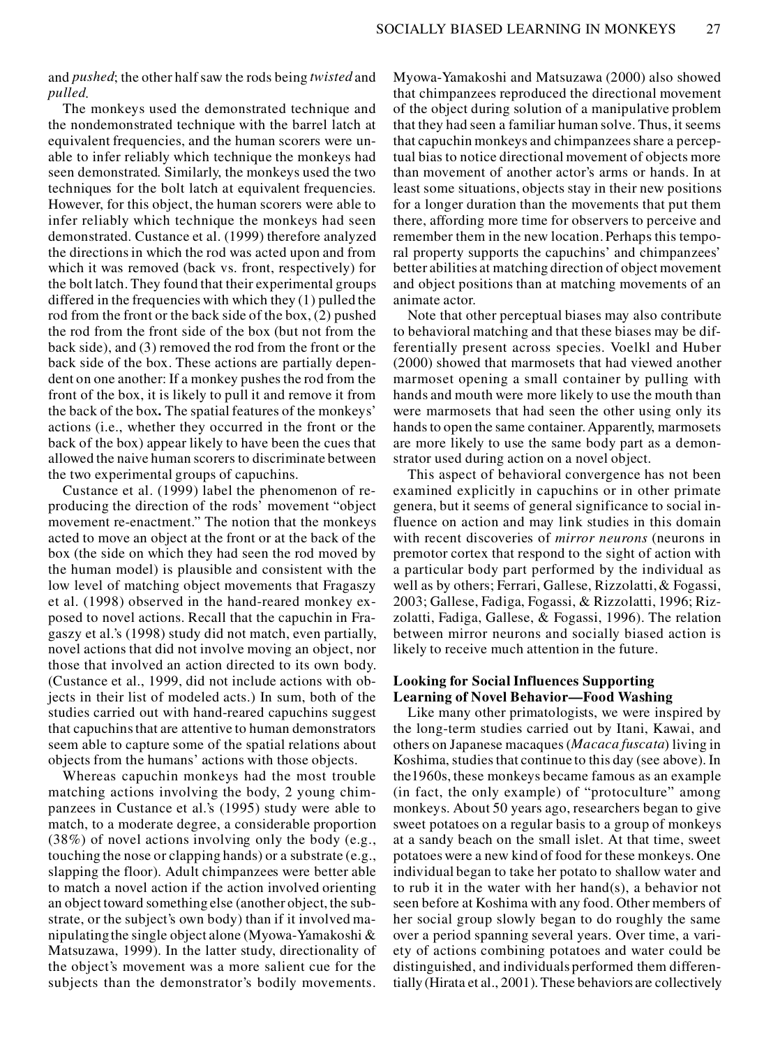and *pushed*; the other half saw the rods being *twisted* and *pulled.*

The monkeys used the demonstrated technique and the nondemonstrated technique with the barrel latch at equivalent frequencies, and the human scorers were unable to infer reliably which technique the monkeys had seen demonstrated. Similarly, the monkeys used the two techniques for the bolt latch at equivalent frequencies. However, for this object, the human scorers were able to infer reliably which technique the monkeys had seen demonstrated. Custance et al. (1999) therefore analyzed the directions in which the rod was acted upon and from which it was removed (back vs. front, respectively) for the bolt latch. They found that their experimental groups differed in the frequencies with which they (1) pulled the rod from the front or the back side of the box, (2) pushed the rod from the front side of the box (but not from the back side), and (3) removed the rod from the front or the back side of the box. These actions are partially dependent on one another: If a monkey pushes the rod from the front of the box, it is likely to pull it and remove it from the back of the box**.** The spatial features of the monkeys' actions (i.e., whether they occurred in the front or the back of the box) appear likely to have been the cues that allowed the naive human scorers to discriminate between the two experimental groups of capuchins.

Custance et al. (1999) label the phenomenon of reproducing the direction of the rods' movement "object movement re-enactment." The notion that the monkeys acted to move an object at the front or at the back of the box (the side on which they had seen the rod moved by the human model) is plausible and consistent with the low level of matching object movements that Fragaszy et al. (1998) observed in the hand-reared monkey exposed to novel actions. Recall that the capuchin in Fragaszy et al.'s (1998) study did not match, even partially, novel actions that did not involve moving an object, nor those that involved an action directed to its own body. (Custance et al., 1999, did not include actions with objects in their list of modeled acts.) In sum, both of the studies carried out with hand-reared capuchins suggest that capuchins that are attentive to human demonstrators seem able to capture some of the spatial relations about objects from the humans' actions with those objects.

Whereas capuchin monkeys had the most trouble matching actions involving the body, 2 young chimpanzees in Custance et al.'s (1995) study were able to match, to a moderate degree, a considerable proportion (38%) of novel actions involving only the body (e.g., touching the nose or clapping hands) or a substrate (e.g., slapping the floor). Adult chimpanzees were better able to match a novel action if the action involved orienting an object toward something else (another object, the substrate, or the subject's own body) than if it involved manipulating the single object alone (Myowa-Yamakoshi & Matsuzawa, 1999). In the latter study, directionality of the object's movement was a more salient cue for the subjects than the demonstrator's bodily movements. Myowa-Yamakoshi and Matsuzawa (2000) also showed that chimpanzees reproduced the directional movement of the object during solution of a manipulative problem that they had seen a familiar human solve. Thus, it seems that capuchin monkeys and chimpanzees share a perceptual bias to notice directional movement of objects more than movement of another actor's arms or hands. In at least some situations, objects stay in their new positions for a longer duration than the movements that put them there, affording more time for observers to perceive and remember them in the new location. Perhaps this temporal property supports the capuchins' and chimpanzees' better abilities at matching direction of object movement and object positions than at matching movements of an animate actor.

Note that other perceptual biases may also contribute to behavioral matching and that these biases may be differentially present across species. Voelkl and Huber (2000) showed that marmosets that had viewed another marmoset opening a small container by pulling with hands and mouth were more likely to use the mouth than were marmosets that had seen the other using only its hands to open the same container. Apparently, marmosets are more likely to use the same body part as a demonstrator used during action on a novel object.

This aspect of behavioral convergence has not been examined explicitly in capuchins or in other primate genera, but it seems of general significance to social influence on action and may link studies in this domain with recent discoveries of *mirror neurons* (neurons in premotor cortex that respond to the sight of action with a particular body part performed by the individual as well as by others; Ferrari, Gallese, Rizzolatti, & Fogassi, 2003; Gallese, Fadiga, Fogassi, & Rizzolatti, 1996; Rizzolatti, Fadiga, Gallese, & Fogassi, 1996). The relation between mirror neurons and socially biased action is likely to receive much attention in the future.

### Looking for Social Influences Supporting Learning of Novel Behavior—Food Washing

Like many other primatologists, we were inspired by the long-term studies carried out by Itani, Kawai, and others on Japanese macaques (*Macaca fuscata*) living in Koshima, studies that continue to this day (see above). In the1960s, these monkeys became famous as an example (in fact, the only example) of "protoculture" among monkeys. About 50 years ago, researchers began to give sweet potatoes on a regular basis to a group of monkeys at a sandy beach on the small islet. At that time, sweet potatoes were a new kind of food for these monkeys. One individual began to take her potato to shallow water and to rub it in the water with her hand(s), a behavior not seen before at Koshima with any food. Other members of her social group slowly began to do roughly the same over a period spanning several years. Over time, a variety of actions combining potatoes and water could be distinguished, and individuals performed them differentially (Hirata et al., 2001). These behaviors are collectively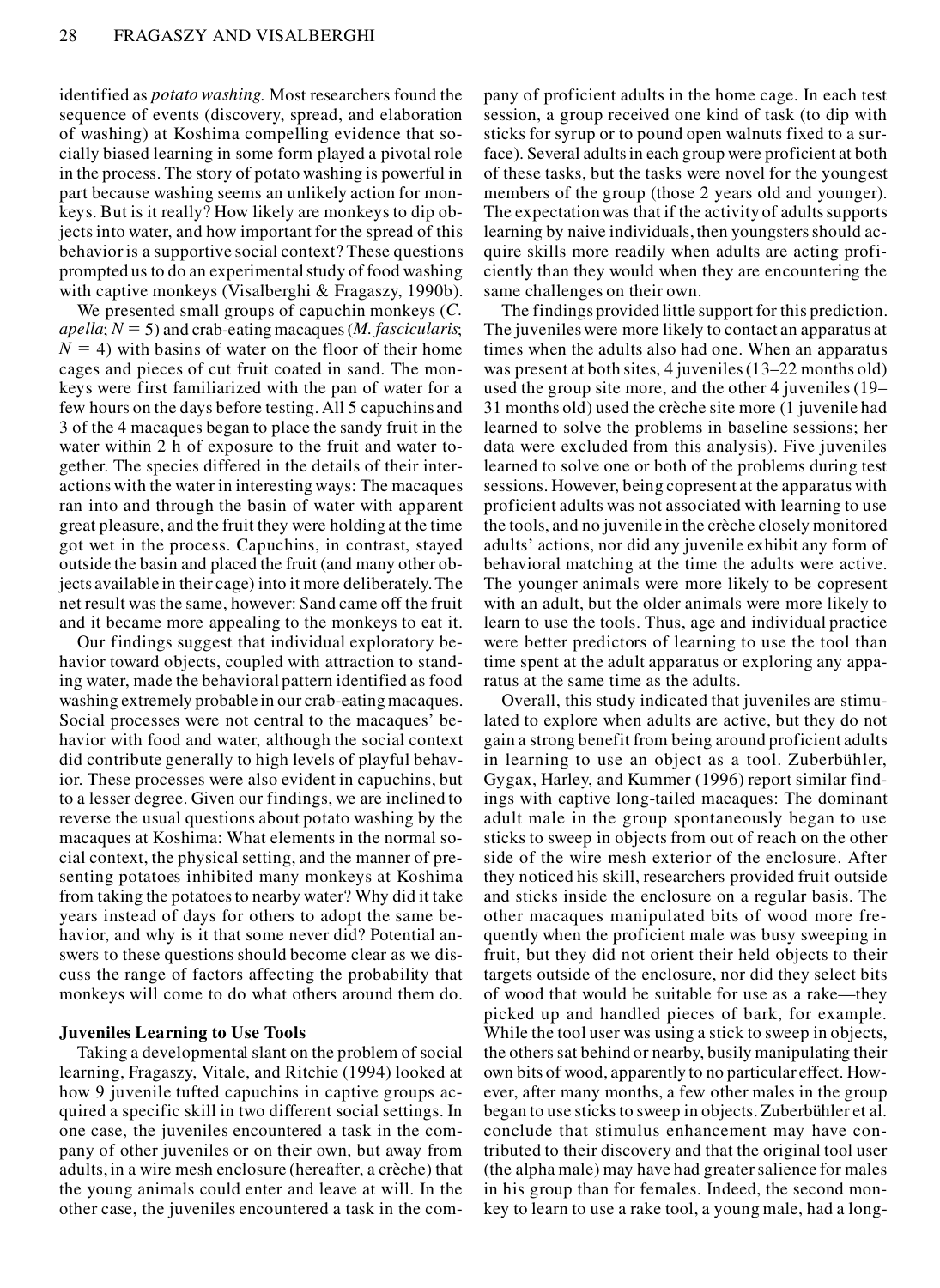identified as *potato washing.* Most researchers found the sequence of events (discovery, spread, and elaboration of washing) at Koshima compelling evidence that socially biased learning in some form played a pivotal role in the process. The story of potato washing is powerful in part because washing seems an unlikely action for monkeys. But is it really? How likely are monkeys to dip objects into water, and how important for the spread of this behavior is a supportive social context? These questions prompted us to do an experimental study of food washing with captive monkeys (Visalberghi & Fragaszy, 1990b).

We presented small groups of capuchin monkeys (*C. apella*; $N = 5$) and crab-eating macaques (*M. fascicularis*; $N = 4$) with basins of water on the floor of their home cages and pieces of cut fruit coated in sand. The monkeys were first familiarized with the pan of water for a few hours on the days before testing. All 5 capuchins and 3 of the 4 macaques began to place the sandy fruit in the water within 2 h of exposure to the fruit and water together. The species differed in the details of their interactions with the water in interesting ways: The macaques ran into and through the basin of water with apparent great pleasure, and the fruit they were holding at the time got wet in the process. Capuchins, in contrast, stayed outside the basin and placed the fruit (and many other objects available in their cage) into it more deliberately. The net result was the same, however: Sand came off the fruit and it became more appealing to the monkeys to eat it.

Our findings suggest that individual exploratory behavior toward objects, coupled with attraction to standing water, made the behavioral pattern identified as food washing extremely probable in our crab-eating macaques. Social processes were not central to the macaques' behavior with food and water, although the social context did contribute generally to high levels of playful behavior. These processes were also evident in capuchins, but to a lesser degree. Given our findings, we are inclined to reverse the usual questions about potato washing by the macaques at Koshima: What elements in the normal social context, the physical setting, and the manner of presenting potatoes inhibited many monkeys at Koshima from taking the potatoes to nearby water? Why did it take years instead of days for others to adopt the same behavior, and why is it that some never did? Potential answers to these questions should become clear as we discuss the range of factors affecting the probability that monkeys will come to do what others around them do.

## Juveniles Learning to Use Tools

Taking a developmental slant on the problem of social learning, Fragaszy, Vitale, and Ritchie (1994) looked at how 9 juvenile tufted capuchins in captive groups acquired a specific skill in two different social settings. In one case, the juveniles encountered a task in the company of other juveniles or on their own, but away from adults, in a wire mesh enclosure (hereafter, a crèche) that the young animals could enter and leave at will. In the other case, the juveniles encountered a task in the company of proficient adults in the home cage. In each test session, a group received one kind of task (to dip with sticks for syrup or to pound open walnuts fixed to a surface). Several adults in each group were proficient at both of these tasks, but the tasks were novel for the youngest members of the group (those 2 years old and younger). The expectation was that if the activity of adults supports learning by naive individuals, then youngsters should acquire skills more readily when adults are acting proficiently than they would when they are encountering the same challenges on their own.

The findings provided little support for this prediction. The juveniles were more likely to contact an apparatus at times when the adults also had one. When an apparatus was present at both sites, 4 juveniles (13–22 months old) used the group site more, and the other 4 juveniles (19–31 months old) used the crèche site more (1 juvenile had learned to solve the problems in baseline sessions; her data were excluded from this analysis). Five juveniles learned to solve one or both of the problems during test sessions. However, being copresent at the apparatus with proficient adults was not associated with learning to use the tools, and no juvenile in the crèche closely monitored adults' actions, nor did any juvenile exhibit any form of behavioral matching at the time the adults were active. The younger animals were more likely to be copresent with an adult, but the older animals were more likely to learn to use the tools. Thus, age and individual practice were better predictors of learning to use the tool than time spent at the adult apparatus or exploring any apparatus at the same time as the adults.

Overall, this study indicated that juveniles are stimulated to explore when adults are active, but they do not gain a strong benefit from being around proficient adults in learning to use an object as a tool. Zuberbühler, Gygax, Harley, and Kummer (1996) report similar findings with captive long-tailed macaques: The dominant adult male in the group spontaneously began to use sticks to sweep in objects from out of reach on the other side of the wire mesh exterior of the enclosure. After they noticed his skill, researchers provided fruit outside and sticks inside the enclosure on a regular basis. The other macaques manipulated bits of wood more frequently when the proficient male was busy sweeping in fruit, but they did not orient their held objects to their targets outside of the enclosure, nor did they select bits of wood that would be suitable for use as a rake—they picked up and handled pieces of bark, for example. While the tool user was using a stick to sweep in objects, the others sat behind or nearby, busily manipulating their own bits of wood, apparently to no particular effect. However, after many months, a few other males in the group began to use sticks to sweep in objects. Zuberbühler et al. conclude that stimulus enhancement may have contributed to their discovery and that the original tool user (the alpha male) may have had greater salience for males in his group than for females. Indeed, the second monkey to learn to use a rake tool, a young male, had a long-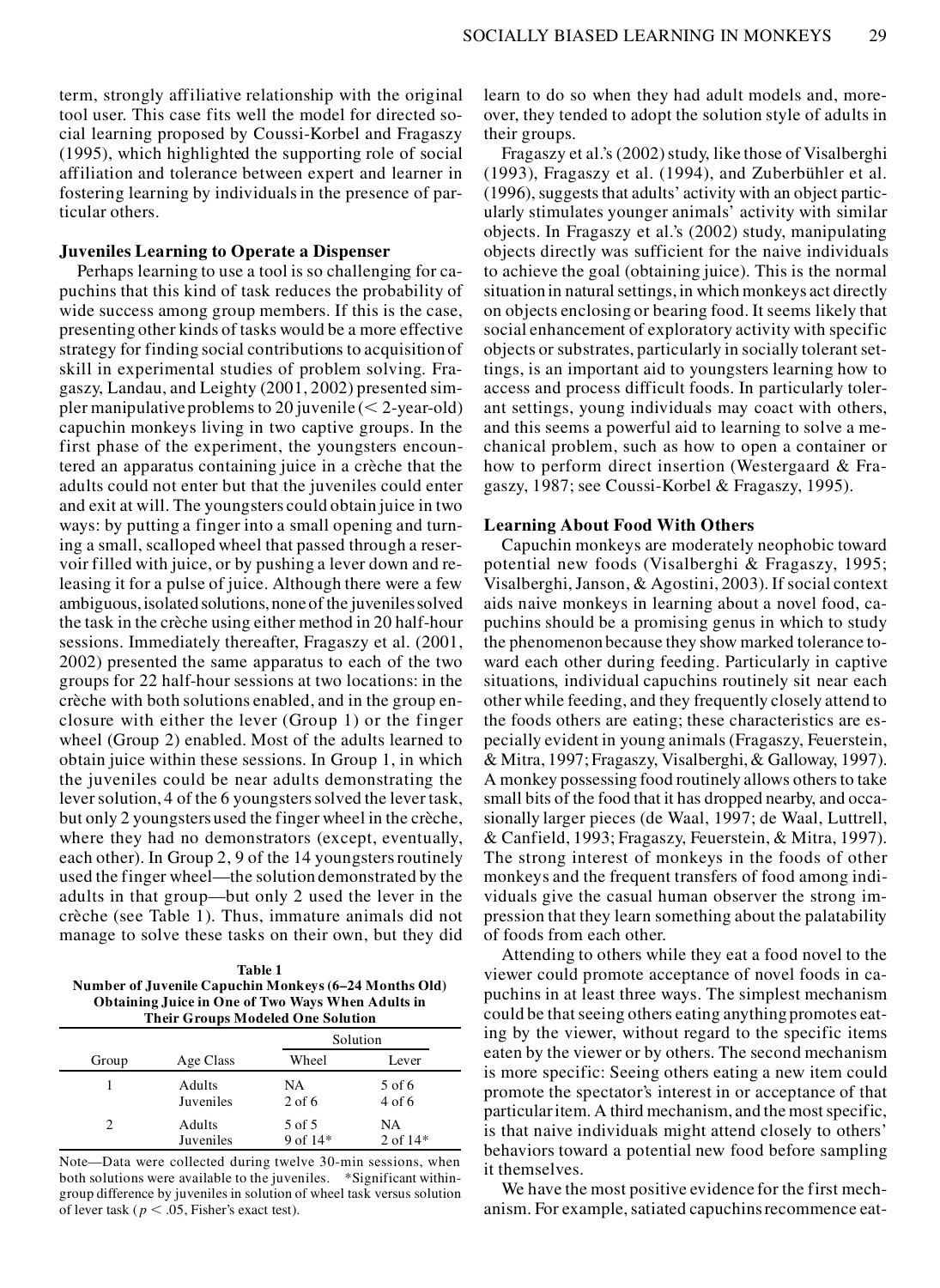term, strongly affiliative relationship with the original tool user. This case fits well the model for directed social learning proposed by Coussi-Korbel and Fragaszy (1995), which highlighted the supporting role of social affiliation and tolerance between expert and learner in fostering learning by individuals in the presence of particular others.

### Juveniles Learning to Operate a Dispenser

Perhaps learning to use a tool is so challenging for capuchins that this kind of task reduces the probability of wide success among group members. If this is the case, presenting other kinds of tasks would be a more effective strategy for finding social contributions to acquisition of skill in experimental studies of problem solving. Fragaszy, Landau, and Leighty (2001, 2002) presented simpler manipulative problems to 20 juvenile (< 2-year-old) capuchin monkeys living in two captive groups. In the first phase of the experiment, the youngsters encountered an apparatus containing juice in a crèche that the adults could not enter but that the juveniles could enter and exit at will. The youngsters could obtain juice in two ways: by putting a finger into a small opening and turning a small, scalloped wheel that passed through a reservoir filled with juice, or by pushing a lever down and releasing it for a pulse of juice. Although there were a few ambiguous, isolated solutions, none of the juveniles solved the task in the crèche using either method in 20 half-hour sessions. Immediately thereafter, Fragaszy et al. (2001, 2002) presented the same apparatus to each of the two groups for 22 half-hour sessions at two locations: in the crèche with both solutions enabled, and in the group enclosure with either the lever (Group 1) or the finger wheel (Group 2) enabled. Most of the adults learned to obtain juice within these sessions. In Group 1, in which the juveniles could be near adults demonstrating the lever solution, 4 of the 6 youngsters solved the lever task, but only 2 youngsters used the finger wheel in the crèche, where they had no demonstrators (except, eventually, each other). In Group 2, 9 of the 14 youngsters routinely used the finger wheel—the solution demonstrated by the adults in that group—but only 2 used the lever in the crèche (see Table 1). Thus, immature animals did not manage to solve these tasks on their own, but they did learn to do so when they had adult models and, moreover, they tended to adopt the solution style of adults in their groups.

**Table 1**
**Number of Juvenile Capuchin Monkeys (6–24 Months Old) Obtaining Juice in One of Two Ways When Adults in Their Groups Modeled One Solution**

| Group | Age Class | Solution | |
|---|---|---|---|
| | | Wheel | Lever |
| 1 | Adults | NA | 5 of 6 |
| | Juveniles | 2 of 6 | 4 of 6 |
| 2 | Adults | 5 of 5 | NA |
| | Juveniles | 9 of 14* | 2 of 14* |

Note—Data were collected during twelve 30-min sessions, when both solutions were available to the juveniles. *Significant within-group difference by juveniles in solution of wheel task versus solution of lever task ($p < .05$, Fisher's exact test).

Fragaszy et al.'s (2002) study, like those of Visalberghi (1993), Fragaszy et al. (1994), and Zuberbühler et al. (1996), suggests that adults' activity with an object particularly stimulates younger animals' activity with similar objects. In Fragaszy et al.'s (2002) study, manipulating objects directly was sufficient for the naive individuals to achieve the goal (obtaining juice). This is the normal situation in natural settings, in which monkeys act directly on objects enclosing or bearing food. It seems likely that social enhancement of exploratory activity with specific objects or substrates, particularly in socially tolerant settings, is an important aid to youngsters learning how to access and process difficult foods. In particularly tolerant settings, young individuals may coact with others, and this seems a powerful aid to learning to solve a mechanical problem, such as how to open a container or how to perform direct insertion (Westergaard & Fragaszy, 1987; see Coussi-Korbel & Fragaszy, 1995).

### Learning About Food With Others

Capuchin monkeys are moderately neophobic toward potential new foods (Visalberghi & Fragaszy, 1995; Visalberghi, Janson, & Agostini, 2003). If social context aids naive monkeys in learning about a novel food, capuchins should be a promising genus in which to study the phenomenon because they show marked tolerance toward each other during feeding. Particularly in captive situations, individual capuchins routinely sit near each other while feeding, and they frequently closely attend to the foods others are eating; these characteristics are especially evident in young animals (Fragaszy, Feuerstein, & Mitra, 1997; Fragaszy, Visalberghi, & Galloway, 1997). A monkey possessing food routinely allows others to take small bits of the food that it has dropped nearby, and occasionally larger pieces (de Waal, 1997; de Waal, Luttrell, & Canfield, 1993; Fragaszy, Feuerstein, & Mitra, 1997). The strong interest of monkeys in the foods of other monkeys and the frequent transfers of food among individuals give the casual human observer the strong impression that they learn something about the palatability of foods from each other.

Attending to others while they eat a food novel to the viewer could promote acceptance of novel foods in capuchins in at least three ways. The simplest mechanism could be that seeing others eating anything promotes eating by the viewer, without regard to the specific items eaten by the viewer or by others. The second mechanism is more specific: Seeing others eating a new item could promote the spectator's interest in or acceptance of that particular item. A third mechanism, and the most specific, is that naive individuals might attend closely to others' behaviors toward a potential new food before sampling it themselves.

We have the most positive evidence for the first mechanism. For example, satiated capuchins recommence eat-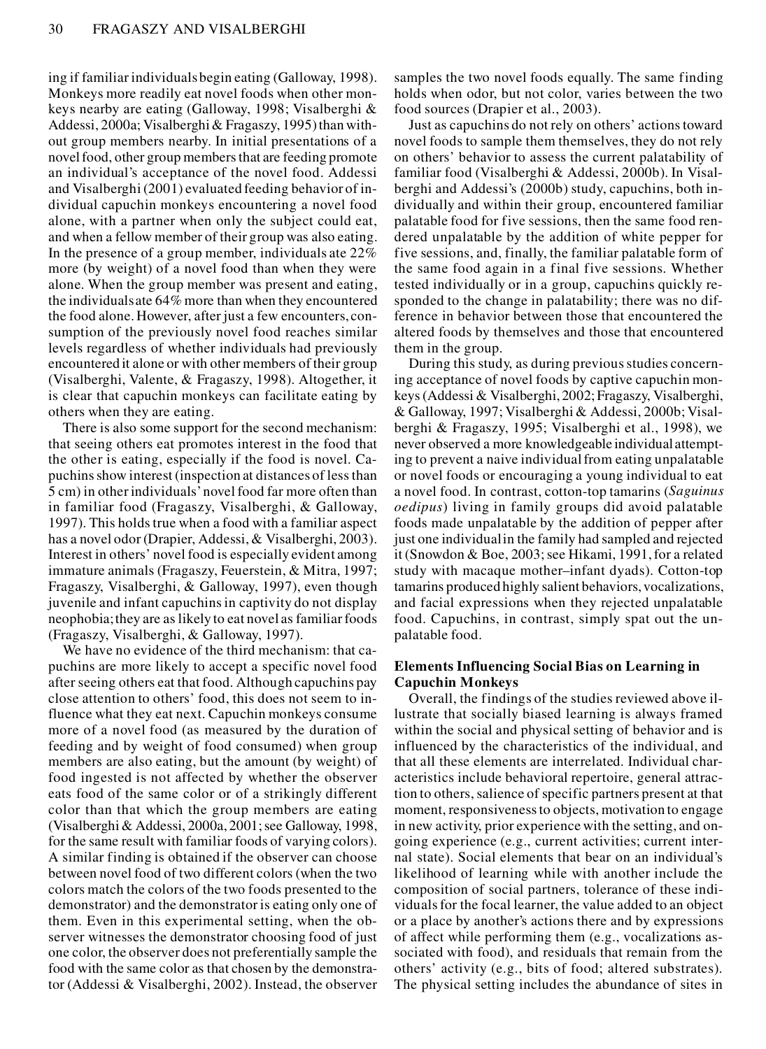ing if familiar individuals begin eating (Galloway, 1998). Monkeys more readily eat novel foods when other monkeys nearby are eating (Galloway, 1998; Visalberghi & Addessi, 2000a; Visalberghi & Fragaszy, 1995) than without group members nearby. In initial presentations of a novel food, other group members that are feeding promote an individual's acceptance of the novel food. Addessi and Visalberghi (2001) evaluated feeding behavior of individual capuchin monkeys encountering a novel food alone, with a partner when only the subject could eat, and when a fellow member of their group was also eating. In the presence of a group member, individuals ate 22% more (by weight) of a novel food than when they were alone. When the group member was present and eating, the individuals ate 64% more than when they encountered the food alone. However, after just a few encounters, consumption of the previously novel food reaches similar levels regardless of whether individuals had previously encountered it alone or with other members of their group (Visalberghi, Valente, & Fragaszy, 1998). Altogether, it is clear that capuchin monkeys can facilitate eating by others when they are eating.

There is also some support for the second mechanism: that seeing others eat promotes interest in the food that the other is eating, especially if the food is novel. Capuchins show interest (inspection at distances of less than 5 cm) in other individuals' novel food far more often than in familiar food (Fragaszy, Visalberghi, & Galloway, 1997). This holds true when a food with a familiar aspect has a novel odor (Drapier, Addessi, & Visalberghi, 2003). Interest in others' novel food is especially evident among immature animals (Fragaszy, Feuerstein, & Mitra, 1997; Fragaszy, Visalberghi, & Galloway, 1997), even though juvenile and infant capuchins in captivity do not display neophobia; they are as likely to eat novel as familiar foods (Fragaszy, Visalberghi, & Galloway, 1997).

We have no evidence of the third mechanism: that capuchins are more likely to accept a specific novel food after seeing others eat that food. Although capuchins pay close attention to others' food, this does not seem to influence what they eat next. Capuchin monkeys consume more of a novel food (as measured by the duration of feeding and by weight of food consumed) when group members are also eating, but the amount (by weight) of food ingested is not affected by whether the observer eats food of the same color or of a strikingly different color than that which the group members are eating (Visalberghi & Addessi, 2000a, 2001; see Galloway, 1998, for the same result with familiar foods of varying colors). A similar finding is obtained if the observer can choose between novel food of two different colors (when the two colors match the colors of the two foods presented to the demonstrator) and the demonstrator is eating only one of them. Even in this experimental setting, when the observer witnesses the demonstrator choosing food of just one color, the observer does not preferentially sample the food with the same color as that chosen by the demonstrator (Addessi & Visalberghi, 2002). Instead, the observer samples the two novel foods equally. The same finding holds when odor, but not color, varies between the two food sources (Drapier et al., 2003).

Just as capuchins do not rely on others' actions toward novel foods to sample them themselves, they do not rely on others' behavior to assess the current palatability of familiar food (Visalberghi & Addessi, 2000b). In Visalberghi and Addessi's (2000b) study, capuchins, both individually and within their group, encountered familiar palatable food for five sessions, then the same food rendered unpalatable by the addition of white pepper for five sessions, and, finally, the familiar palatable form of the same food again in a final five sessions. Whether tested individually or in a group, capuchins quickly responded to the change in palatability; there was no difference in behavior between those that encountered the altered foods by themselves and those that encountered them in the group.

During this study, as during previous studies concerning acceptance of novel foods by captive capuchin monkeys (Addessi & Visalberghi, 2002; Fragaszy, Visalberghi, & Galloway, 1997; Visalberghi & Addessi, 2000b; Visalberghi & Fragaszy, 1995; Visalberghi et al., 1998), we never observed a more knowledgeable individual attempting to prevent a naive individual from eating unpalatable or novel foods or encouraging a young individual to eat a novel food. In contrast, cotton-top tamarins (*Saguinus oedipus*) living in family groups did avoid palatable foods made unpalatable by the addition of pepper after just one individual in the family had sampled and rejected it (Snowdon & Boe, 2003; see Hikami, 1991, for a related study with macaque mother–infant dyads). Cotton-top tamarins produced highly salient behaviors, vocalizations, and facial expressions when they rejected unpalatable food. Capuchins, in contrast, simply spat out the unpalatable food.

## Elements Influencing Social Bias on Learning in Capuchin Monkeys

Overall, the findings of the studies reviewed above illustrate that socially biased learning is always framed within the social and physical setting of behavior and is influenced by the characteristics of the individual, and that all these elements are interrelated. Individual characteristics include behavioral repertoire, general attraction to others, salience of specific partners present at that moment, responsiveness to objects, motivation to engage in new activity, prior experience with the setting, and ongoing experience (e.g., current activities; current internal state). Social elements that bear on an individual's likelihood of learning while with another include the composition of social partners, tolerance of these individuals for the focal learner, the value added to an object or a place by another's actions there and by expressions of affect while performing them (e.g., vocalizations associated with food), and residuals that remain from the others' activity (e.g., bits of food; altered substrates). The physical setting includes the abundance of sites in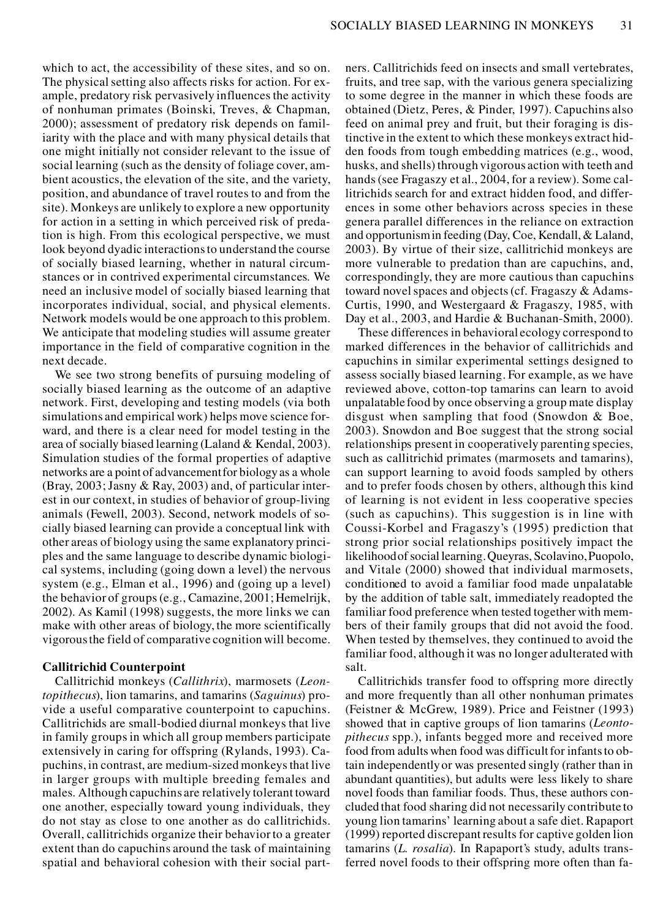which to act, the accessibility of these sites, and so on. The physical setting also affects risks for action. For example, predatory risk pervasively influences the activity of nonhuman primates (Boinski, Treves, & Chapman, 2000); assessment of predatory risk depends on familiarity with the place and with many physical details that one might initially not consider relevant to the issue of social learning (such as the density of foliage cover, ambient acoustics, the elevation of the site, and the variety, position, and abundance of travel routes to and from the site). Monkeys are unlikely to explore a new opportunity for action in a setting in which perceived risk of predation is high. From this ecological perspective, we must look beyond dyadic interactions to understand the course of socially biased learning, whether in natural circumstances or in contrived experimental circumstances. We need an inclusive model of socially biased learning that incorporates individual, social, and physical elements. Network models would be one approach to this problem. We anticipate that modeling studies will assume greater importance in the field of comparative cognition in the next decade.

We see two strong benefits of pursuing modeling of socially biased learning as the outcome of an adaptive network. First, developing and testing models (via both simulations and empirical work) helps move science forward, and there is a clear need for model testing in the area of socially biased learning (Laland & Kendal, 2003). Simulation studies of the formal properties of adaptive networks are a point of advancement for biology as a whole (Bray, 2003; Jasny & Ray, 2003) and, of particular interest in our context, in studies of behavior of group-living animals (Fewell, 2003). Second, network models of socially biased learning can provide a conceptual link with other areas of biology using the same explanatory principles and the same language to describe dynamic biological systems, including (going down a level) the nervous system (e.g., Elman et al., 1996) and (going up a level) the behavior of groups (e.g., Camazine, 2001; Hemelrijk, 2002). As Kamil (1998) suggests, the more links we can make with other areas of biology, the more scientifically vigorous the field of comparative cognition will become.

**Callitrichid Counterpoint**

Callitrichid monkeys (*Callithrix*), marmosets (*Leontopithecus*), lion tamarins, and tamarins (*Saguinus*) provide a useful comparative counterpoint to capuchins. Callitrichids are small-bodied diurnal monkeys that live in family groups in which all group members participate extensively in caring for offspring (Rylands, 1993). Capuchins, in contrast, are medium-sized monkeys that live in larger groups with multiple breeding females and males. Although capuchins are relatively tolerant toward one another, especially toward young individuals, they do not stay as close to one another as do callitrichids. Overall, callitrichids organize their behavior to a greater extent than do capuchins around the task of maintaining spatial and behavioral cohesion with their social partners. Callitrichids feed on insects and small vertebrates, fruits, and tree sap, with the various genera specializing to some degree in the manner in which these foods are obtained (Dietz, Peres, & Pinder, 1997). Capuchins also feed on animal prey and fruit, but their foraging is distinctive in the extent to which these monkeys extract hidden foods from tough embedding matrices (e.g., wood, husks, and shells) through vigorous action with teeth and hands (see Fragaszy et al., 2004, for a review). Some callitrichids search for and extract hidden food, and differences in some other behaviors across species in these genera parallel differences in the reliance on extraction and opportunism in feeding (Day, Coe, Kendall, & Laland, 2003). By virtue of their size, callitrichid monkeys are more vulnerable to predation than are capuchins, and, correspondingly, they are more cautious than capuchins toward novel spaces and objects (cf. Fragaszy & Adams-Curtis, 1990, and Westergaard & Fragaszy, 1985, with Day et al., 2003, and Hardie & Buchanan-Smith, 2000).

These differences in behavioral ecology correspond to marked differences in the behavior of callitrichids and capuchins in similar experimental settings designed to assess socially biased learning. For example, as we have reviewed above, cotton-top tamarins can learn to avoid unpalatable food by once observing a group mate display disgust when sampling that food (Snowdon & Boe, 2003). Snowdon and Boe suggest that the strong social relationships present in cooperatively parenting species, such as callitrichid primates (marmosets and tamarins), can support learning to avoid foods sampled by others and to prefer foods chosen by others, although this kind of learning is not evident in less cooperative species (such as capuchins). This suggestion is in line with Coussi-Korbel and Fragaszy's (1995) prediction that strong prior social relationships positively impact the likelihood of social learning. Queyras, Scolavino, Puopolo, and Vitale (2000) showed that individual marmosets, conditioned to avoid a familiar food made unpalatable by the addition of table salt, immediately readopted the familiar food preference when tested together with members of their family groups that did not avoid the food. When tested by themselves, they continued to avoid the familiar food, although it was no longer adulterated with salt.

Callitrichids transfer food to offspring more directly and more frequently than all other nonhuman primates (Feistner & McGrew, 1989). Price and Feistner (1993) showed that in captive groups of lion tamarins (*Leontopithecus* spp.), infants begged more and received more food from adults when food was difficult for infants to obtain independently or was presented singly (rather than in abundant quantities), but adults were less likely to share novel foods than familiar foods. Thus, these authors concluded that food sharing did not necessarily contribute to young lion tamarins' learning about a safe diet. Rapaport (1999) reported discrepant results for captive golden lion tamarins (*L. rosalia*). In Rapaport's study, adults transferred novel foods to their offspring more often than fa-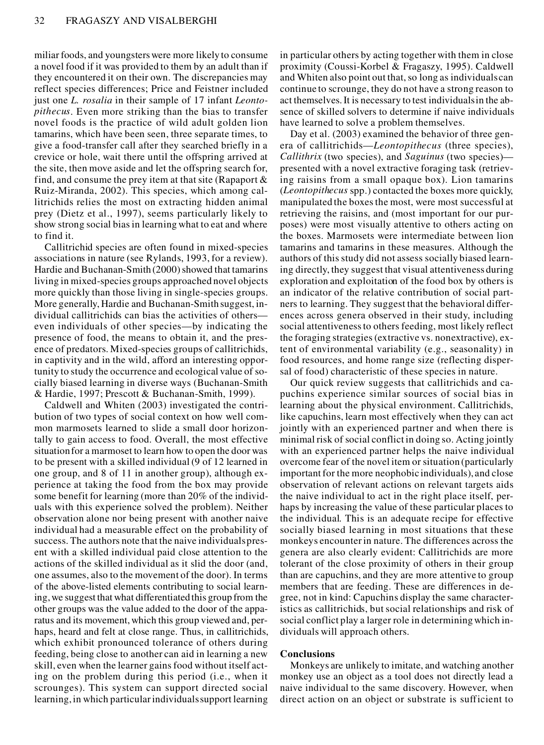miliar foods, and youngsters were more likely to consume a novel food if it was provided to them by an adult than if they encountered it on their own. The discrepancies may reflect species differences; Price and Feistner included just one *L. rosalia* in their sample of 17 infant *Leontopithecus*. Even more striking than the bias to transfer novel foods is the practice of wild adult golden lion tamarins, which have been seen, three separate times, to give a food-transfer call after they searched briefly in a crevice or hole, wait there until the offspring arrived at the site, then move aside and let the offspring search for, find, and consume the prey item at that site (Rapaport & Ruiz-Miranda, 2002). This species, which among callitrichids relies the most on extracting hidden animal prey (Dietz et al., 1997), seems particularly likely to show strong social bias in learning what to eat and where to find it.

Callitrichid species are often found in mixed-species associations in nature (see Rylands, 1993, for a review). Hardie and Buchanan-Smith (2000) showed that tamarins living in mixed-species groups approached novel objects more quickly than those living in single-species groups. More generally, Hardie and Buchanan-Smith suggest, individual callitrichids can bias the activities of others—even individuals of other species—by indicating the presence of food, the means to obtain it, and the presence of predators. Mixed-species groups of callitrichids, in captivity and in the wild, afford an interesting opportunity to study the occurrence and ecological value of socially biased learning in diverse ways (Buchanan-Smith & Hardie, 1997; Prescott & Buchanan-Smith, 1999).

Caldwell and Whiten (2003) investigated the contribution of two types of social context on how well common marmosets learned to slide a small door horizontally to gain access to food. Overall, the most effective situation for a marmoset to learn how to open the door was to be present with a skilled individual (9 of 12 learned in one group, and 8 of 11 in another group), although experience at taking the food from the box may provide some benefit for learning (more than 20% of the individuals with this experience solved the problem). Neither observation alone nor being present with another naive individual had a measurable effect on the probability of success. The authors note that the naive individuals present with a skilled individual paid close attention to the actions of the skilled individual as it slid the door (and, one assumes, also to the movement of the door). In terms of the above-listed elements contributing to social learning, we suggest that what differentiated this group from the other groups was the value added to the door of the apparatus and its movement, which this group viewed and, perhaps, heard and felt at close range. Thus, in callitrichids, which exhibit pronounced tolerance of others during feeding, being close to another can aid in learning a new skill, even when the learner gains food without itself acting on the problem during this period (i.e., when it scrounges). This system can support directed social learning, in which particular individuals support learning in particular others by acting together with them in close proximity (Coussi-Korbel & Fragaszy, 1995). Caldwell and Whiten also point out that, so long as individuals can continue to scrounge, they do not have a strong reason to act themselves. It is necessary to test individuals in the absence of skilled solvers to determine if naive individuals have learned to solve a problem themselves.

Day et al. (2003) examined the behavior of three genera of callitrichids—*Leontopithecus* (three species), *Callithrix* (two species), and *Saguinus* (two species)—presented with a novel extractive foraging task (retrieving raisins from a small opaque box). Lion tamarins (*Leontopithecus* spp.) contacted the boxes more quickly, manipulated the boxes the most, were most successful at retrieving the raisins, and (most important for our purposes) were most visually attentive to others acting on the boxes. Marmosets were intermediate between lion tamarins and tamarins in these measures. Although the authors of this study did not assess socially biased learning directly, they suggest that visual attentiveness during exploration and exploitation of the food box by others is an indicator of the relative contribution of social partners to learning. They suggest that the behavioral differences across genera observed in their study, including social attentiveness to others feeding, most likely reflect the foraging strategies (extractive vs. nonextractive), extent of environmental variability (e.g., seasonality) in food resources, and home range size (reflecting dispersal of food) characteristic of these species in nature.

Our quick review suggests that callitrichids and capuchins experience similar sources of social bias in learning about the physical environment. Callitrichids, like capuchins, learn most effectively when they can act jointly with an experienced partner and when there is minimal risk of social conflict in doing so. Acting jointly with an experienced partner helps the naive individual overcome fear of the novel item or situation (particularly important for the more neophobic individuals), and close observation of relevant actions on relevant targets aids the naive individual to act in the right place itself, perhaps by increasing the value of these particular places to the individual. This is an adequate recipe for effective socially biased learning in most situations that these monkeys encounter in nature. The differences across the genera are also clearly evident: Callitrichids are more tolerant of the close proximity of others in their group than are capuchins, and they are more attentive to group members that are feeding. These are differences in degree, not in kind: Capuchins display the same characteristics as callitrichids, but social relationships and risk of social conflict play a larger role in determining which individuals will approach others.

## Conclusions

Monkeys are unlikely to imitate, and watching another monkey use an object as a tool does not directly lead a naive individual to the same discovery. However, when direct action on an object or substrate is sufficient to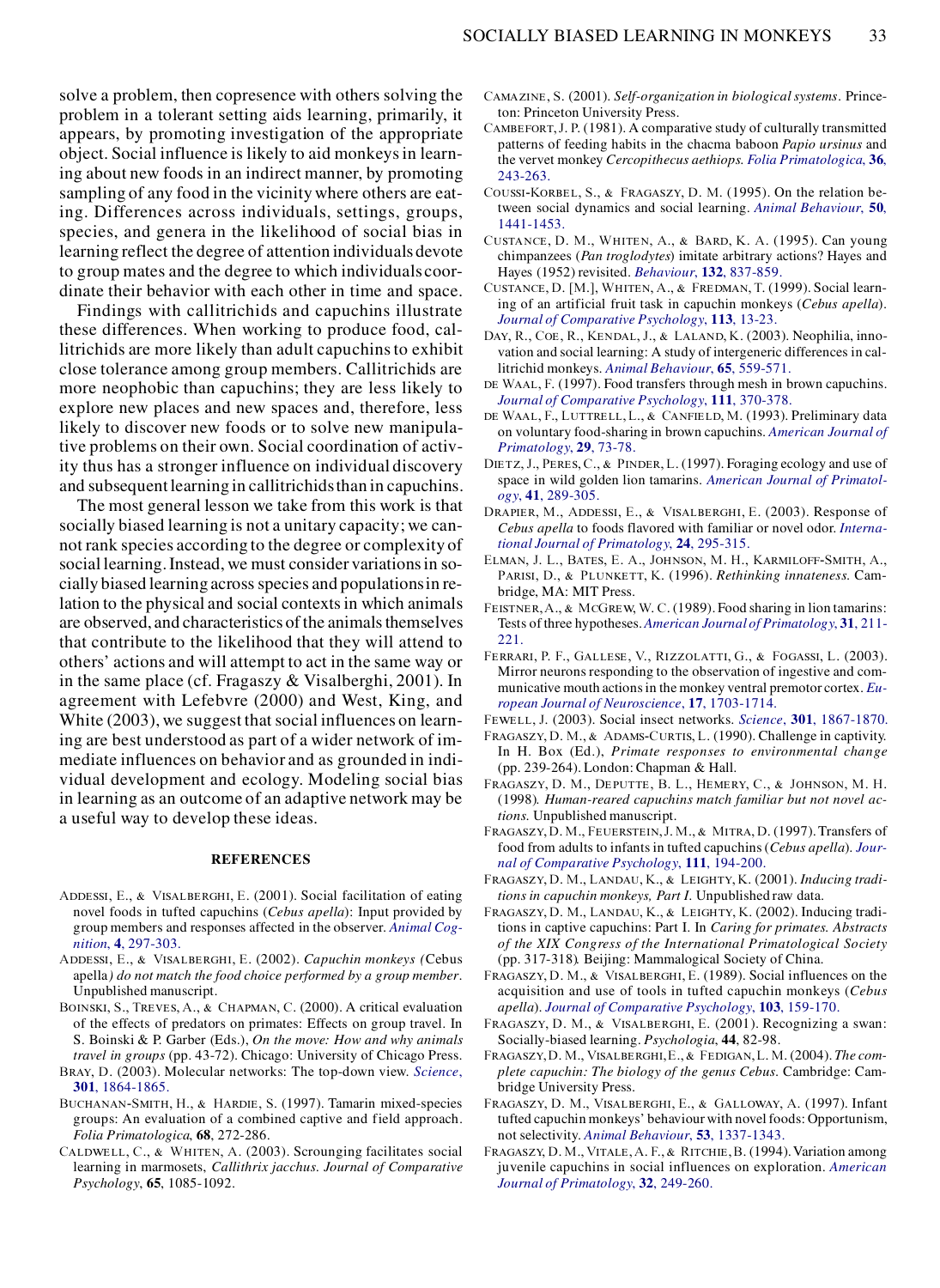solve a problem, then copresence with others solving the problem in a tolerant setting aids learning, primarily, it appears, by promoting investigation of the appropriate object. Social influence is likely to aid monkeys in learning about new foods in an indirect manner, by promoting sampling of any food in the vicinity where others are eating. Differences across individuals, settings, groups, species, and genera in the likelihood of social bias in learning reflect the degree of attention individuals devote to group mates and the degree to which individuals coordinate their behavior with each other in time and space.

Findings with callitrichids and capuchins illustrate these differences. When working to produce food, callitrichids are more likely than adult capuchins to exhibit close tolerance among group members. Callitrichids are more neophobic than capuchins; they are less likely to explore new places and new spaces and, therefore, less likely to discover new foods or to solve new manipulative problems on their own. Social coordination of activity thus has a stronger influence on individual discovery and subsequent learning in callitrichids than in capuchins.

The most general lesson we take from this work is that socially biased learning is not a unitary capacity; we cannot rank species according to the degree or complexity of social learning. Instead, we must consider variations in socially biased learning across species and populations in relation to the physical and social contexts in which animals are observed, and characteristics of the animals themselves that contribute to the likelihood that they will attend to others' actions and will attempt to act in the same way or in the same place (cf. Fragaszy & Visalberghi, 2001). In agreement with Lefebvre (2000) and West, King, and White (2003), we suggest that social influences on learning are best understood as part of a wider network of immediate influences on behavior and as grounded in individual development and ecology. Modeling social bias in learning as an outcome of an adaptive network may be a useful way to develop these ideas.

## REFERENCES

Addessi, E., & Visalberghi, E. (2001). Social facilitation of eating novel foods in tufted capuchins (*Cebus apella*): Input provided by group members and responses affected in the observer. *Animal Cognition*, **4**, 297-303.

Addessi, E., & Visalberghi, E. (2002). *Capuchin monkeys (*Cebus apella*) do not match the food choice performed by a group member*. Unpublished manuscript.

Boinski, S., Treves, A., & Chapman, C. (2000). A critical evaluation of the effects of predators on primates: Effects on group travel. In S. Boinski & P. Garber (Eds.), *On the move: How and why animals travel in groups* (pp. 43-72). Chicago: University of Chicago Press.

Bray, D. (2003). Molecular networks: The top-down view. *Science*, **301**, 1864-1865.

Buchanan-Smith, H., & Hardie, S. (1997). Tamarin mixed-species groups: An evaluation of a combined captive and field approach. *Folia Primatologica*, **68**, 272-286.

Caldwell, C., & Whiten, A. (2003). Scrounging facilitates social learning in marmosets, *Callithrix jacchus*. *Journal of Comparative Psychology*, **65**, 1085-1092.

Camazine, S. (2001). *Self-organization in biological systems*. Princeton: Princeton University Press.

Cambefort, J. P. (1981). A comparative study of culturally transmitted patterns of feeding habits in the chacma baboon *Papio ursinus* and the vervet monkey *Cercopithecus aethiops*. *Folia Primatologica*, **36**, 243-263.

Coussi-Korbel, S., & Fragaszy, D. M. (1995). On the relation between social dynamics and social learning. *Animal Behaviour*, **50**, 1441-1453.

Custance, D. M., Whiten, A., & Bard, K. A. (1995). Can young chimpanzees (*Pan troglodytes*) imitate arbitrary actions? Hayes and Hayes (1952) revisited. *Behaviour*, **132**, 837-859.

Custance, D. [M.], Whiten, A., & Fredman, T. (1999). Social learning of an artificial fruit task in capuchin monkeys (*Cebus apella*). *Journal of Comparative Psychology*, **113**, 13-23.

Day, R., Coe, R., Kendal, J., & Laland, K. (2003). Neophilia, innovation and social learning: A study of intergeneric differences in callitrichid monkeys. *Animal Behaviour*, **65**, 559-571.

de Waal, F. (1997). Food transfers through mesh in brown capuchins. *Journal of Comparative Psychology*, **111**, 370-378.

de Waal, F., Luttrell, L., & Canfield, M. (1993). Preliminary data on voluntary food-sharing in brown capuchins. *American Journal of Primatology*, **29**, 73-78.

Dietz, J., Peres, C., & Pinder, L. (1997). Foraging ecology and use of space in wild golden lion tamarins. *American Journal of Primatology*, **41**, 289-305.

Drapier, M., Addessi, E., & Visalberghi, E. (2003). Response of *Cebus apella* to foods flavored with familiar or novel odor. *International Journal of Primatology*, **24**, 295-315.

Elman, J. L., Bates, E. A., Johnson, M. H., Karmiloff-Smith, A., Parisi, D., & Plunkett, K. (1996). *Rethinking innateness*. Cambridge, MA: MIT Press.

Feistner, A., & McGrew, W. C. (1989). Food sharing in lion tamarins: Tests of three hypotheses. *American Journal of Primatology*, **31**, 211-221.

Ferrari, P. F., Gallese, V., Rizzolatti, G., & Fogassi, L. (2003). Mirror neurons responding to the observation of ingestive and communicative mouth actions in the monkey ventral premotor cortex. *European Journal of Neuroscience*, **17**, 1703-1714.

Fewell, J. (2003). Social insect networks. *Science*, **301**, 1867-1870.

Fragaszy, D. M., & Adams-Curtis, L. (1990). Challenge in captivity. In H. Box (Ed.), *Primate responses to environmental change* (pp. 239-264). London: Chapman & Hall.

Fragaszy, D. M., Deputte, B. L., Hemery, C., & Johnson, M. H. (1998). *Human-reared capuchins match familiar but not novel actions.* Unpublished manuscript.

Fragaszy, D. M., Feuerstein, J. M., & Mitra, D. (1997). Transfers of food from adults to infants in tufted capuchins (*Cebus apella*). *Journal of Comparative Psychology*, **111**, 194-200.

Fragaszy, D. M., Landau, K., & Leighty, K. (2001). *Inducing traditions in capuchin monkeys, Part I.* Unpublished raw data.

Fragaszy, D. M., Landau, K., & Leighty, K. (2002). Inducing traditions in captive capuchins: Part I. In *Caring for primates. Abstracts of the XIX Congress of the International Primatological Society* (pp. 317-318). Beijing: Mammalogical Society of China.

Fragaszy, D. M., & Visalberghi, E. (1989). Social influences on the acquisition and use of tools in tufted capuchin monkeys (*Cebus apella*). *Journal of Comparative Psychology*, **103**, 159-170.

Fragaszy, D. M., & Visalberghi, E. (2001). Recognizing a swan: Socially-biased learning. *Psychologia*, **44**, 82-98.

Fragaszy, D. M., Visalberghi, E., & Fedigan, L. M. (2004). *The complete capuchin: The biology of the genus Cebus.* Cambridge: Cambridge University Press.

Fragaszy, D. M., Visalberghi, E., & Galloway, A. (1997). Infant tufted capuchin monkeys' behaviour with novel foods: Opportunism, not selectivity. *Animal Behaviour*, **53**, 1337-1343.

Fragaszy, D. M., Vitale, A. F., & Ritchie, B. (1994). Variation among juvenile capuchins in social influences on exploration. *American Journal of Primatology*, **32**, 249-260.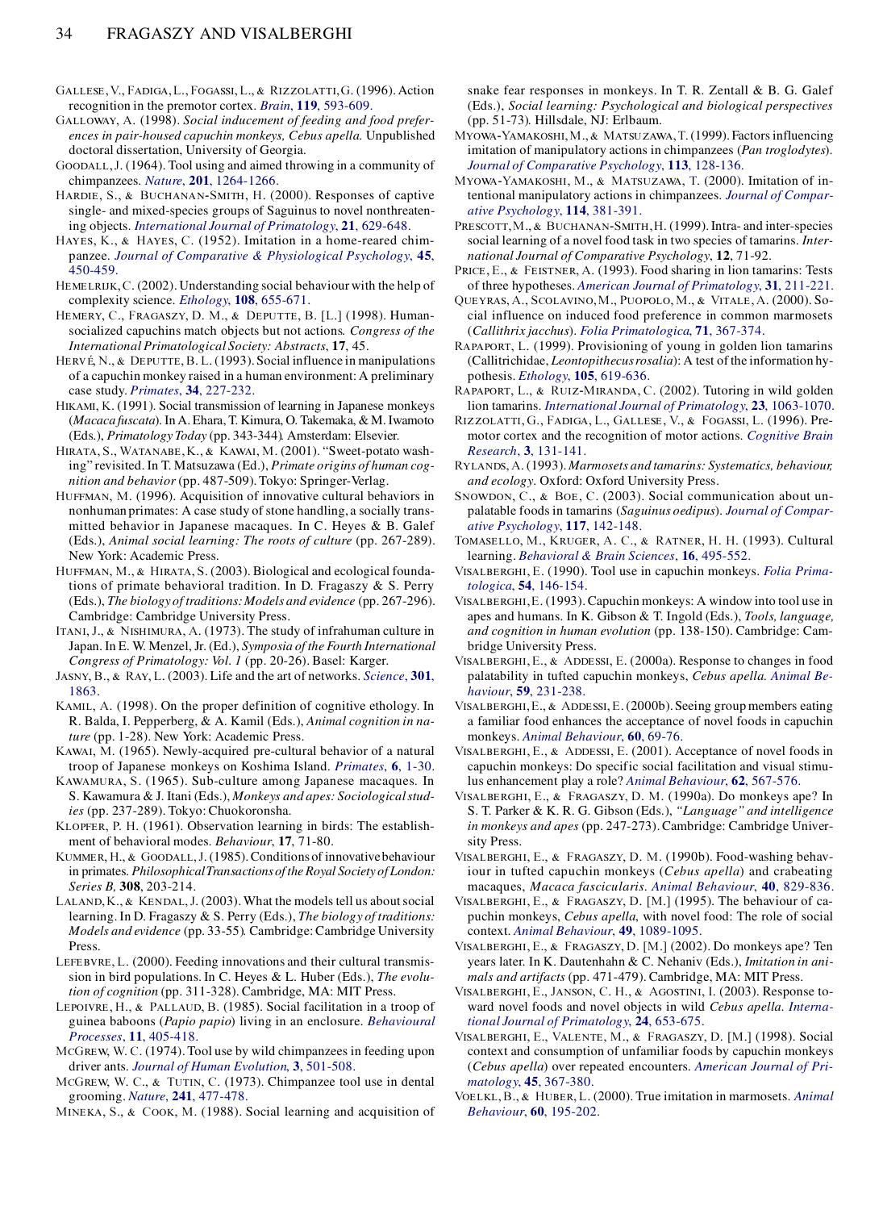Gallese, V., Fadiga, L., Fogassi, L., & Rizzolatti, G. (1996). Action recognition in the premotor cortex. *Brain*, **119**, 593-609.

Galloway, A. (1998). *Social inducement of feeding and food preferences in pair-housed capuchin monkeys, Cebus apella.* Unpublished doctoral dissertation, University of Georgia.

Goodall, J. (1964). Tool using and aimed throwing in a community of chimpanzees. *Nature*, **201**, 1264-1266.

Hardie, S., & Buchanan-Smith, H. (2000). Responses of captive single- and mixed-species groups of Saguinus to novel nonthreatening objects. *International Journal of Primatology*, **21**, 629-648.

Hayes, K., & Hayes, C. (1952). Imitation in a home-reared chimpanzee. *Journal of Comparative & Physiological Psychology*, **45**, 450-459.

Hemelrijk, C. (2002). Understanding social behaviour with the help of complexity science. *Ethology*, **108**, 655-671.

Hemery, C., Fragaszy, D. M., & Deputte, B. [L.] (1998). Human-socialized capuchins match objects but not actions. *Congress of the International Primatological Society: Abstracts*, **17**, 45.

Hervé, N., & Deputte, B. L. (1993). Social influence in manipulations of a capuchin monkey raised in a human environment: A preliminary case study. *Primates*, **34**, 227-232.

Hikami, K. (1991). Social transmission of learning in Japanese monkeys (*Macaca fuscata*). In A. Ehara, T. Kimura, O. Takemaka, & M. Iwamoto (Eds.), *Primatology Today* (pp. 343-344). Amsterdam: Elsevier.

Hirata, S., Watanabe, K., & Kawai, M. (2001). "Sweet-potato washing" revisited. In T. Matsuzawa (Ed.), *Primate origins of human cognition and behavior* (pp. 487-509). Tokyo: Springer-Verlag.

Huffman, M. (1996). Acquisition of innovative cultural behaviors in nonhuman primates: A case study of stone handling, a socially transmitted behavior in Japanese macaques. In C. Heyes & B. Galef (Eds.), *Animal social learning: The roots of culture* (pp. 267-289). New York: Academic Press.

Huffman, M., & Hirata, S. (2003). Biological and ecological foundations of primate behavioral tradition. In D. Fragaszy & S. Perry (Eds.), *The biology of traditions: Models and evidence* (pp. 267-296). Cambridge: Cambridge University Press.

Itani, J., & Nishimura, A. (1973). The study of infrahuman culture in Japan. In E. W. Menzel, Jr. (Ed.), *Symposia of the Fourth International Congress of Primatology: Vol. 1* (pp. 20-26). Basel: Karger.

Jasny, B., & Ray, L. (2003). Life and the art of networks. *Science*, **301**, 1863.

Kamil, A. (1998). On the proper definition of cognitive ethology. In R. Balda, I. Pepperberg, & A. Kamil (Eds.), *Animal cognition in nature* (pp. 1-28). New York: Academic Press.

Kawai, M. (1965). Newly-acquired pre-cultural behavior of a natural troop of Japanese monkeys on Koshima Island. *Primates*, **6**, 1-30.

Kawamura, S. (1965). Sub-culture among Japanese macaques. In S. Kawamura & J. Itani (Eds.), *Monkeys and apes: Sociological studies* (pp. 237-289). Tokyo: Chuokoronsha.

Klopfer, P. H. (1961). Observation learning in birds: The establishment of behavioral modes. *Behaviour*, **17**, 71-80.

Kummer, H., & Goodall, J. (1985). Conditions of innovative behaviour in primates. *Philosophical Transactions of the Royal Society of London: Series B*, **308**, 203-214.

Laland, K., & Kendal, J. (2003). What the models tell us about social learning. In D. Fragaszy & S. Perry (Eds.), *The biology of traditions: Models and evidence* (pp. 33-55). Cambridge: Cambridge University Press.

Lefebvre, L. (2000). Feeding innovations and their cultural transmission in bird populations. In C. Heyes & L. Huber (Eds.), *The evolution of cognition* (pp. 311-328). Cambridge, MA: MIT Press.

Lepoivre, H., & Pallaud, B. (1985). Social facilitation in a troop of guinea baboons (*Papio papio*) living in an enclosure. *Behavioural Processes*, **11**, 405-418.

McGrew, W. C. (1974). Tool use by wild chimpanzees in feeding upon driver ants. *Journal of Human Evolution*, **3**, 501-508.

McGrew, W. C., & Tutin, C. (1973). Chimpanzee tool use in dental grooming. *Nature*, **241**, 477-478.

Mineka, S., & Cook, M. (1988). Social learning and acquisition of snake fear responses in monkeys. In T. R. Zentall & B. G. Galef (Eds.), *Social learning: Psychological and biological perspectives* (pp. 51-73). Hillsdale, NJ: Erlbaum.

Myowa-Yamakoshi, M., & Matsuzawa, T. (1999). Factors influencing imitation of manipulatory actions in chimpanzees (*Pan troglodytes*). *Journal of Comparative Psychology*, **113**, 128-136.

Myowa-Yamakoshi, M., & Matsuzawa, T. (2000). Imitation of intentional manipulatory actions in chimpanzees. *Journal of Comparative Psychology*, **114**, 381-391.

Prescott, M., & Buchanan-Smith, H. (1999). Intra- and inter-species social learning of a novel food task in two species of tamarins. *International Journal of Comparative Psychology*, **12**, 71-92.

Price, E., & Feistner, A. (1993). Food sharing in lion tamarins: Tests of three hypotheses. *American Journal of Primatology*, **31**, 211-221.

Queyras, A., Scolavino, M., Puopolo, M., & Vitale, A. (2000). Social influence on induced food preference in common marmosets (*Callithrix jacchus*). *Folia Primatologica*, **71**, 367-374.

Rapaport, L. (1999). Provisioning of young in golden lion tamarins (Callitrichidae, *Leontopithecus rosalia*): A test of the information hypothesis. *Ethology*, **105**, 619-636.

Rapaport, L., & Ruiz-Miranda, C. (2002). Tutoring in wild golden lion tamarins. *International Journal of Primatology*, **23**, 1063-1070.

Rizzolatti, G., Fadiga, L., Gallese, V., & Fogassi, L. (1996). Premotor cortex and the recognition of motor actions. *Cognitive Brain Research*, **3**, 131-141.

Rylands, A. (1993). *Marmosets and tamarins: Systematics, behaviour, and ecology.* Oxford: Oxford University Press.

Snowdon, C., & Boe, C. (2003). Social communication about unpalatable foods in tamarins (*Saguinus oedipus*). *Journal of Comparative Psychology*, **117**, 142-148.

Tomasello, M., Kruger, A. C., & Ratner, H. H. (1993). Cultural learning. *Behavioral & Brain Sciences*, **16**, 495-552.

Visalberghi, E. (1990). Tool use in capuchin monkeys. *Folia Primatologica*, **54**, 146-154.

Visalberghi, E. (1993). Capuchin monkeys: A window into tool use in apes and humans. In K. Gibson & T. Ingold (Eds.), *Tools, language, and cognition in human evolution* (pp. 138-150). Cambridge: Cambridge University Press.

Visalberghi, E., & Addessi, E. (2000a). Response to changes in food palatability in tufted capuchin monkeys, *Cebus apella*. *Animal Behaviour*, **59**, 231-238.

Visalberghi, E., & Addessi, E. (2000b). Seeing group members eating a familiar food enhances the acceptance of novel foods in capuchin monkeys. *Animal Behaviour*, **60**, 69-76.

Visalberghi, E., & Addessi, E. (2001). Acceptance of novel foods in capuchin monkeys: Do specific social facilitation and visual stimulus enhancement play a role? *Animal Behaviour*, **62**, 567-576.

Visalberghi, E., & Fragaszy, D. M. (1990a). Do monkeys ape? In S. T. Parker & K. R. G. Gibson (Eds.), *"Language" and intelligence in monkeys and apes* (pp. 247-273). Cambridge: Cambridge University Press.

Visalberghi, E., & Fragaszy, D. M. (1990b). Food-washing behaviour in tufted capuchin monkeys (*Cebus apella*) and crabeating macaques, *Macaca fascicularis*. *Animal Behaviour*, **40**, 829-836.

Visalberghi, E., & Fragaszy, D. [M.] (1995). The behaviour of capuchin monkeys, *Cebus apella*, with novel food: The role of social context. *Animal Behaviour*, **49**, 1089-1095.

Visalberghi, E., & Fragaszy, D. [M.] (2002). Do monkeys ape? Ten years later. In K. Dautenhahn & C. Nehaniv (Eds.), *Imitation in animals and artifacts* (pp. 471-479). Cambridge, MA: MIT Press.

Visalberghi, E., Janson, C. H., & Agostini, I. (2003). Response toward novel foods and novel objects in wild *Cebus apella*. *International Journal of Primatology*, **24**, 653-675.

Visalberghi, E., Valente, M., & Fragaszy, D. [M.] (1998). Social context and consumption of unfamiliar foods by capuchin monkeys (*Cebus apella*) over repeated encounters. *American Journal of Primatology*, **45**, 367-380.

Voelkl, B., & Huber, L. (2000). True imitation in marmosets. *Animal Behaviour*, **60**, 195-202.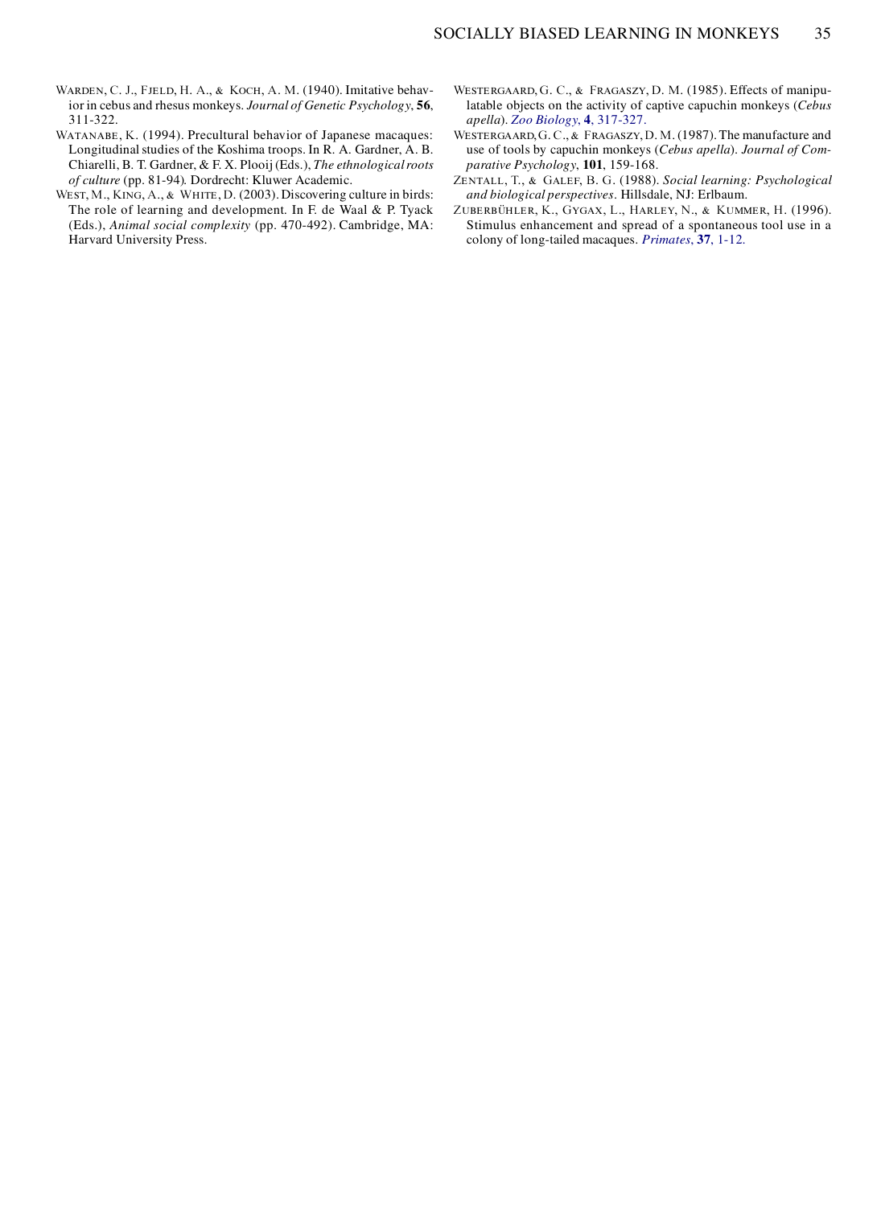Warden, C. J., Fjeld, H. A., & Koch, A. M. (1940). Imitative behavior in cebus and rhesus monkeys. *Journal of Genetic Psychology*, **56**, 311-322.

Watanabe, K. (1994). Precultural behavior of Japanese macaques: Longitudinal studies of the Koshima troops. In R. A. Gardner, A. B. Chiarelli, B. T. Gardner, & F. X. Plooij (Eds.), *The ethnological roots of culture* (pp. 81-94). Dordrecht: Kluwer Academic.

West, M., King, A., & White, D. (2003). Discovering culture in birds: The role of learning and development. In F. de Waal & P. Tyack (Eds.), *Animal social complexity* (pp. 470-492). Cambridge, MA: Harvard University Press.

Westergaard, G. C., & Fragaszy, D. M. (1985). Effects of manipulatable objects on the activity of captive capuchin monkeys (*Cebus apella*). *Zoo Biology*, **4**, 317-327.

Westergaard, G. C., & Fragaszy, D. M. (1987). The manufacture and use of tools by capuchin monkeys (*Cebus apella*). *Journal of Comparative Psychology*, **101**, 159-168.

Zentall, T., & Galef, B. G. (1988). *Social learning: Psychological and biological perspectives*. Hillsdale, NJ: Erlbaum.

Zuberbühler, K., Gygax, L., Harley, N., & Kummer, H. (1996). Stimulus enhancement and spread of a spontaneous tool use in a colony of long-tailed macaques. *Primates*, **37**, 1-12.